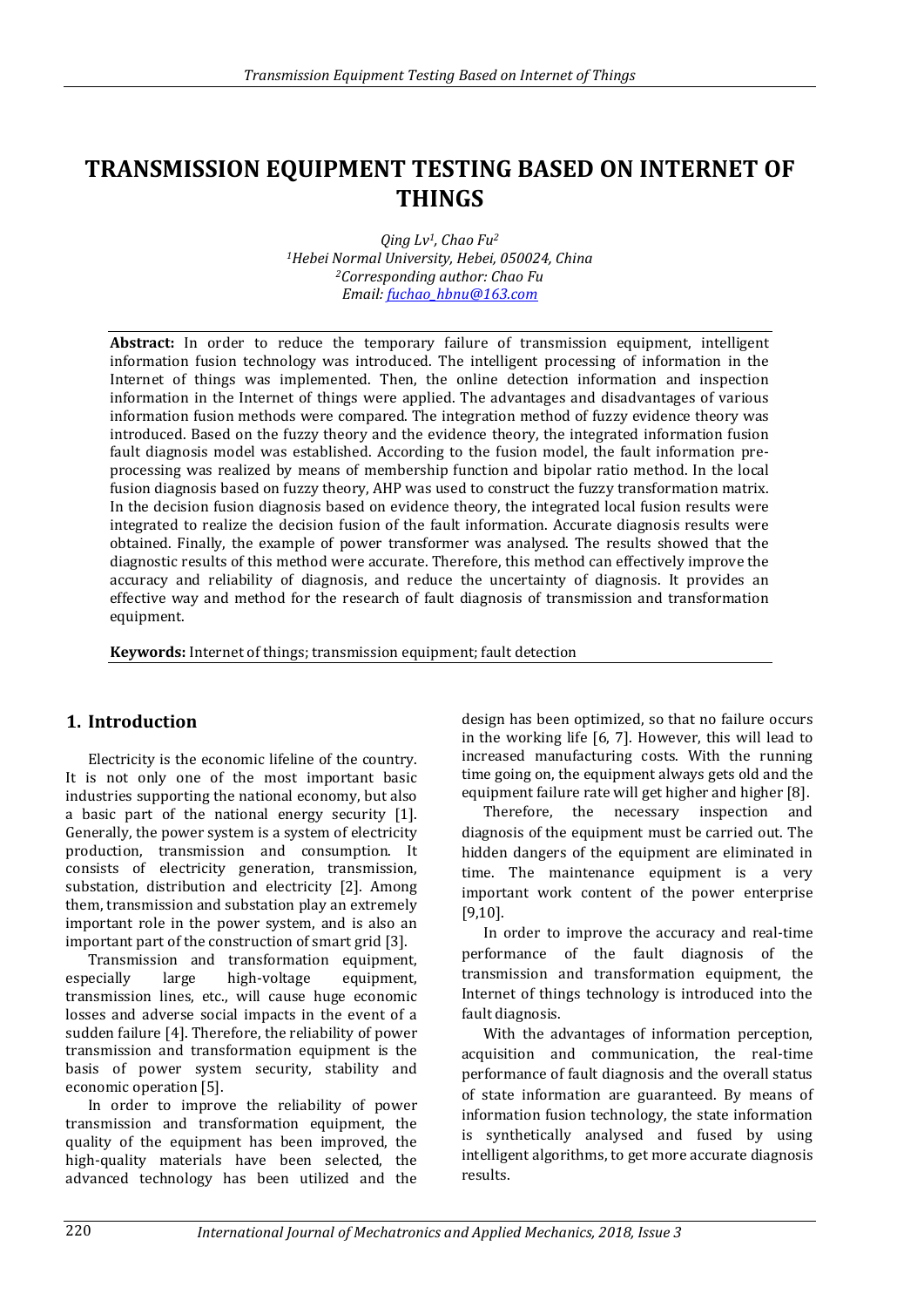# TRANSMISSION EQUIPMENT TESTING BASED ON INTERNET OF THINGS

*Qing Lv[1], Chao Fu[2]*
*[1]Hebei Normal University, Hebei, 050024, China*
*[2]Corresponding author: Chao Fu*
*Email: fuchao_hbnu@163.com*

**Abstract:** In order to reduce the temporary failure of transmission equipment, intelligent information fusion technology was introduced. The intelligent processing of information in the Internet of things was implemented. Then, the online detection information and inspection information in the Internet of things were applied. The advantages and disadvantages of various information fusion methods were compared. The integration method of fuzzy evidence theory was introduced. Based on the fuzzy theory and the evidence theory, the integrated information fusion fault diagnosis model was established. According to the fusion model, the fault information pre-processing was realized by means of membership function and bipolar ratio method. In the local fusion diagnosis based on fuzzy theory, AHP was used to construct the fuzzy transformation matrix. In the decision fusion diagnosis based on evidence theory, the integrated local fusion results were integrated to realize the decision fusion of the fault information. Accurate diagnosis results were obtained. Finally, the example of power transformer was analysed. The results showed that the diagnostic results of this method were accurate. Therefore, this method can effectively improve the accuracy and reliability of diagnosis, and reduce the uncertainty of diagnosis. It provides an effective way and method for the research of fault diagnosis of transmission and transformation equipment.

**Keywords:** Internet of things; transmission equipment; fault detection

## 1. Introduction

Electricity is the economic lifeline of the country. It is not only one of the most important basic industries supporting the national economy, but also a basic part of the national energy security [1]. Generally, the power system is a system of electricity production, transmission and consumption. It consists of electricity generation, transmission, substation, distribution and electricity [2]. Among them, transmission and substation play an extremely important role in the power system, and is also an important part of the construction of smart grid [3].

Transmission and transformation equipment, especially large high-voltage equipment, transmission lines, etc., will cause huge economic losses and adverse social impacts in the event of a sudden failure [4]. Therefore, the reliability of power transmission and transformation equipment is the basis of power system security, stability and economic operation [5].

In order to improve the reliability of power transmission and transformation equipment, the quality of the equipment has been improved, the high-quality materials have been selected, the advanced technology has been utilized and the design has been optimized, so that no failure occurs in the working life [6, 7]. However, this will lead to increased manufacturing costs. With the running time going on, the equipment always gets old and the equipment failure rate will get higher and higher [8].

Therefore, the necessary inspection and diagnosis of the equipment must be carried out. The hidden dangers of the equipment are eliminated in time. The maintenance equipment is a very important work content of the power enterprise [9,10].

In order to improve the accuracy and real-time performance of the fault diagnosis of the transmission and transformation equipment, the Internet of things technology is introduced into the fault diagnosis.

With the advantages of information perception, acquisition and communication, the real-time performance of fault diagnosis and the overall status of state information are guaranteed. By means of information fusion technology, the state information is synthetically analysed and fused by using intelligent algorithms, to get more accurate diagnosis results.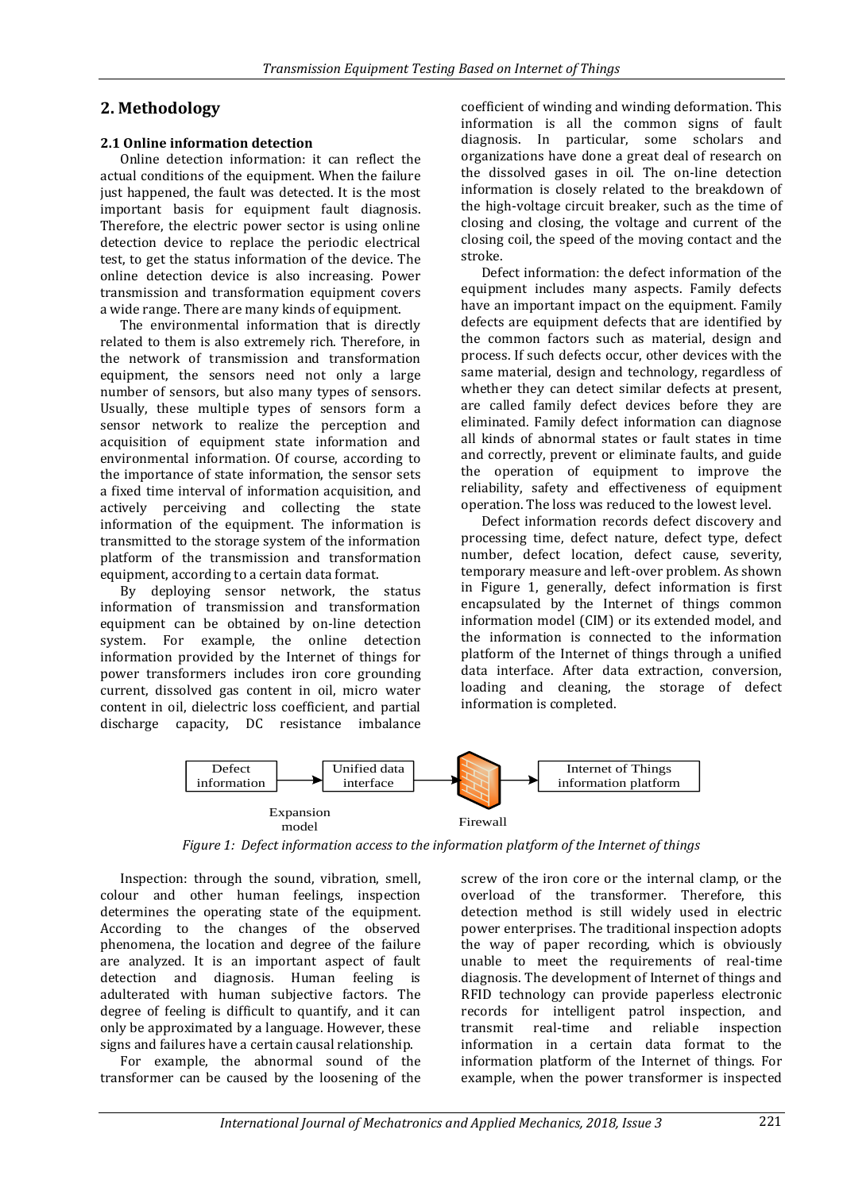## 2. Methodology

### 2.1 Online information detection

Online detection information: it can reflect the actual conditions of the equipment. When the failure just happened, the fault was detected. It is the most important basis for equipment fault diagnosis. Therefore, the electric power sector is using online detection device to replace the periodic electrical test, to get the status information of the device. The online detection device is also increasing. Power transmission and transformation equipment covers a wide range. There are many kinds of equipment.

The environmental information that is directly related to them is also extremely rich. Therefore, in the network of transmission and transformation equipment, the sensors need not only a large number of sensors, but also many types of sensors. Usually, these multiple types of sensors form a sensor network to realize the perception and acquisition of equipment state information and environmental information. Of course, according to the importance of state information, the sensor sets a fixed time interval of information acquisition, and actively perceiving and collecting the state information of the equipment. The information is transmitted to the storage system of the information platform of the transmission and transformation equipment, according to a certain data format.

By deploying sensor network, the status information of transmission and transformation equipment can be obtained by on-line detection system. For example, the online detection information provided by the Internet of things for power transformers includes iron core grounding current, dissolved gas content in oil, micro water content in oil, dielectric loss coefficient, and partial discharge capacity, DC resistance imbalance coefficient of winding and winding deformation. This information is all the common signs of fault diagnosis. In particular, some scholars and organizations have done a great deal of research on the dissolved gases in oil. The on-line detection information is closely related to the breakdown of the high-voltage circuit breaker, such as the time of closing and closing, the voltage and current of the closing coil, the speed of the moving contact and the stroke.

Defect information: the defect information of the equipment includes many aspects. Family defects have an important impact on the equipment. Family defects are equipment defects that are identified by the common factors such as material, design and process. If such defects occur, other devices with the same material, design and technology, regardless of whether they can detect similar defects at present, are called family defect devices before they are eliminated. Family defect information can diagnose all kinds of abnormal states or fault states in time and correctly, prevent or eliminate faults, and guide the operation of equipment to improve the reliability, safety and effectiveness of equipment operation. The loss was reduced to the lowest level.

Defect information records defect discovery and processing time, defect nature, defect type, defect number, defect location, defect cause, severity, temporary measure and left-over problem. As shown in Figure 1, generally, defect information is first encapsulated by the Internet of things common information model (CIM) or its extended model, and the information is connected to the information platform of the Internet of things through a unified data interface. After data extraction, conversion, loading and cleaning, the storage of defect information is completed.

Defect information → Unified data interface → Firewall → Internet of Things information platform

Expansion model

*Figure 1: Defect information access to the information platform of the Internet of things*

Inspection: through the sound, vibration, smell, colour and other human feelings, inspection determines the operating state of the equipment. According to the changes of the observed phenomena, the location and degree of the failure are analyzed. It is an important aspect of fault detection and diagnosis. Human feeling is adulterated with human subjective factors. The degree of feeling is difficult to quantify, and it can only be approximated by a language. However, these signs and failures have a certain causal relationship.

For example, the abnormal sound of the transformer can be caused by the loosening of the screw of the iron core or the internal clamp, or the overload of the transformer. Therefore, this detection method is still widely used in electric power enterprises. The traditional inspection adopts the way of paper recording, which is obviously unable to meet the requirements of real-time diagnosis. The development of Internet of things and RFID technology can provide paperless electronic records for intelligent patrol inspection, and transmit real-time and reliable inspection information in a certain data format to the information platform of the Internet of things. For example, when the power transformer is inspected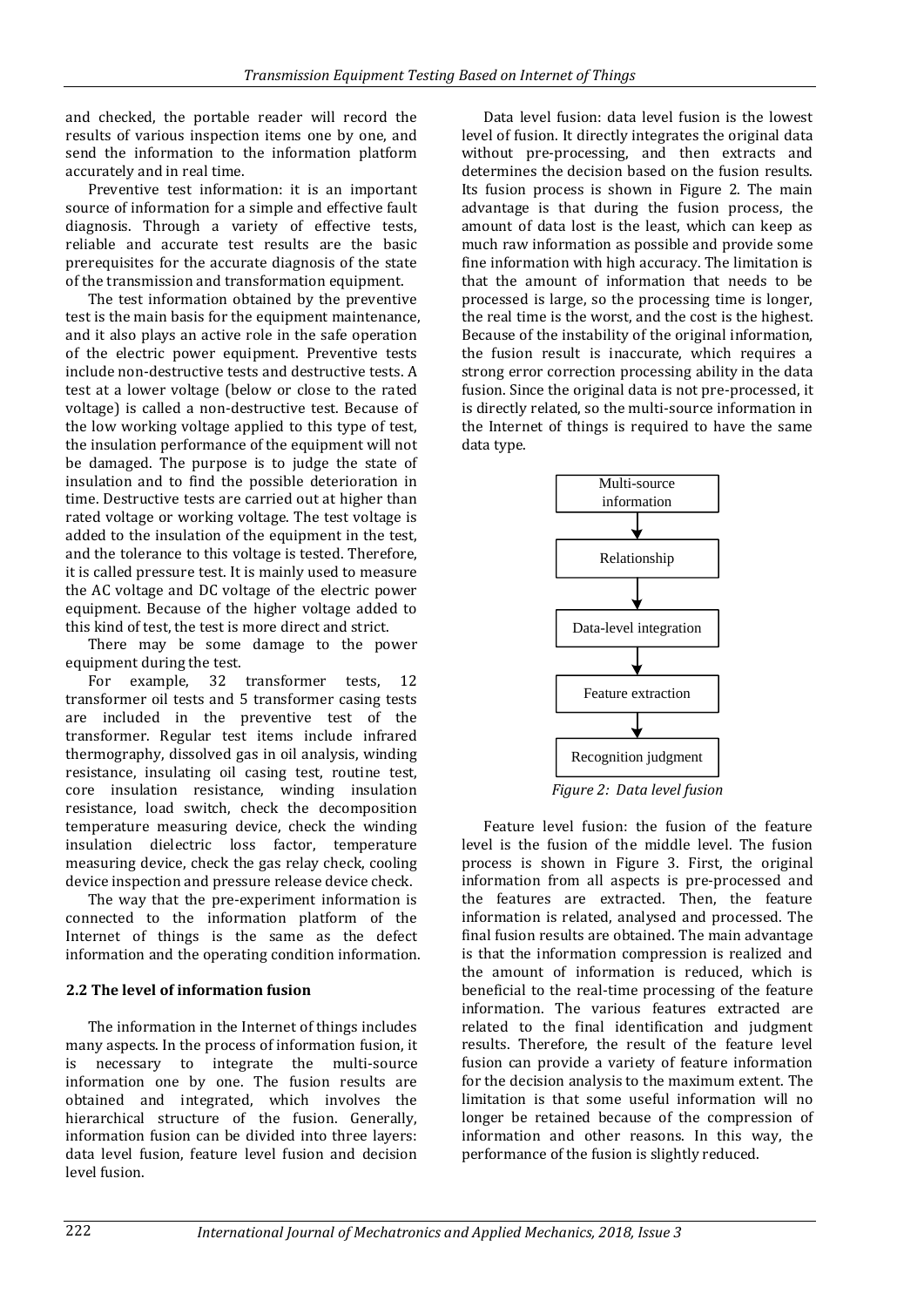and checked, the portable reader will record the results of various inspection items one by one, and send the information to the information platform accurately and in real time.

Preventive test information: it is an important source of information for a simple and effective fault diagnosis. Through a variety of effective tests, reliable and accurate test results are the basic prerequisites for the accurate diagnosis of the state of the transmission and transformation equipment.

The test information obtained by the preventive test is the main basis for the equipment maintenance, and it also plays an active role in the safe operation of the electric power equipment. Preventive tests include non-destructive tests and destructive tests. A test at a lower voltage (below or close to the rated voltage) is called a non-destructive test. Because of the low working voltage applied to this type of test, the insulation performance of the equipment will not be damaged. The purpose is to judge the state of insulation and to find the possible deterioration in time. Destructive tests are carried out at higher than rated voltage or working voltage. The test voltage is added to the insulation of the equipment in the test, and the tolerance to this voltage is tested. Therefore, it is called pressure test. It is mainly used to measure the AC voltage and DC voltage of the electric power equipment. Because of the higher voltage added to this kind of test, the test is more direct and strict.

There may be some damage to the power equipment during the test.

For example, 32 transformer tests, 12 transformer oil tests and 5 transformer casing tests are included in the preventive test of the transformer. Regular test items include infrared thermography, dissolved gas in oil analysis, winding resistance, insulating oil casing test, routine test, core insulation resistance, winding insulation resistance, load switch, check the decomposition temperature measuring device, check the winding insulation dielectric loss factor, temperature measuring device, check the gas relay check, cooling device inspection and pressure release device check.

The way that the pre-experiment information is connected to the information platform of the Internet of things is the same as the defect information and the operating condition information.

## 2.2 The level of information fusion

The information in the Internet of things includes many aspects. In the process of information fusion, it is necessary to integrate the multi-source information one by one. The fusion results are obtained and integrated, which involves the hierarchical structure of the fusion. Generally, information fusion can be divided into three layers: data level fusion, feature level fusion and decision level fusion.

Data level fusion: data level fusion is the lowest level of fusion. It directly integrates the original data without pre-processing, and then extracts and determines the decision based on the fusion results. Its fusion process is shown in Figure 2. The main advantage is that during the fusion process, the amount of data lost is the least, which can keep as much raw information as possible and provide some fine information with high accuracy. The limitation is that the amount of information that needs to be processed is large, so the processing time is longer, the real time is the worst, and the cost is the highest. Because of the instability of the original information, the fusion result is inaccurate, which requires a strong error correction processing ability in the data fusion. Since the original data is not pre-processed, it is directly related, so the multi-source information in the Internet of things is required to have the same data type.

Multi-source information → Relationship → Data-level integration → Feature extraction → Recognition judgment

*Figure 2: Data level fusion*

Feature level fusion: the fusion of the feature level is the fusion of the middle level. The fusion process is shown in Figure 3. First, the original information from all aspects is pre-processed and the features are extracted. Then, the feature information is related, analysed and processed. The final fusion results are obtained. The main advantage is that the information compression is realized and the amount of information is reduced, which is beneficial to the real-time processing of the feature information. The various features extracted are related to the final identification and judgment results. Therefore, the result of the feature level fusion can provide a variety of feature information for the decision analysis to the maximum extent. The limitation is that some useful information will no longer be retained because of the compression of information and other reasons. In this way, the performance of the fusion is slightly reduced.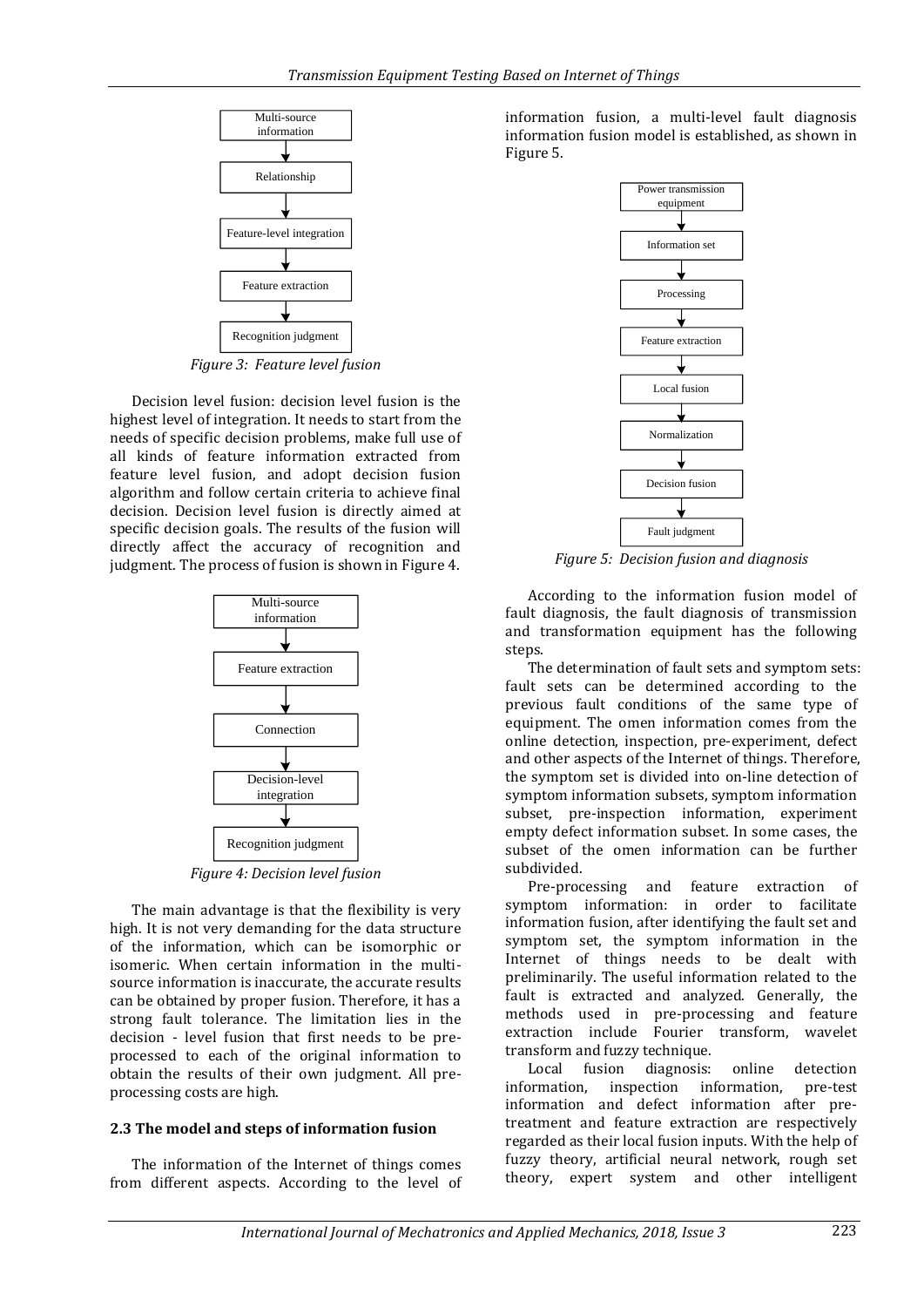Multi-source information → Relationship → Feature-level integration → Feature extraction → Recognition judgment

*Figure 3: Feature level fusion*

Decision level fusion: decision level fusion is the highest level of integration. It needs to start from the needs of specific decision problems, make full use of all kinds of feature information extracted from feature level fusion, and adopt decision fusion algorithm and follow certain criteria to achieve final decision. Decision level fusion is directly aimed at specific decision goals. The results of the fusion will directly affect the accuracy of recognition and judgment. The process of fusion is shown in Figure 4.

Multi-source information → Feature extraction → Connection → Decision-level integration → Recognition judgment

*Figure 4: Decision level fusion*

The main advantage is that the flexibility is very high. It is not very demanding for the data structure of the information, which can be isomorphic or isomeric. When certain information in the multi-source information is inaccurate, the accurate results can be obtained by proper fusion. Therefore, it has a strong fault tolerance. The limitation lies in the decision - level fusion that first needs to be pre-processed to each of the original information to obtain the results of their own judgment. All pre-processing costs are high.

### 2.3 The model and steps of information fusion

The information of the Internet of things comes from different aspects. According to the level of information fusion, a multi-level fault diagnosis information fusion model is established, as shown in Figure 5.

Power transmission equipment → Information set → Processing → Feature extraction → Local fusion → Normalization → Decision fusion → Fault judgment

*Figure 5: Decision fusion and diagnosis*

According to the information fusion model of fault diagnosis, the fault diagnosis of transmission and transformation equipment has the following steps.

The determination of fault sets and symptom sets: fault sets can be determined according to the previous fault conditions of the same type of equipment. The omen information comes from the online detection, inspection, pre-experiment, defect and other aspects of the Internet of things. Therefore, the symptom set is divided into on-line detection of symptom information subsets, symptom information subset, pre-inspection information, experiment empty defect information subset. In some cases, the subset of the omen information can be further subdivided.

Pre-processing and feature extraction of symptom information: in order to facilitate information fusion, after identifying the fault set and symptom set, the symptom information in the Internet of things needs to be dealt with preliminarily. The useful information related to the fault is extracted and analyzed. Generally, the methods used in pre-processing and feature extraction include Fourier transform, wavelet transform and fuzzy technique.

Local fusion diagnosis: online detection information, inspection information, pre-test information and defect information after pre-treatment and feature extraction are respectively regarded as their local fusion inputs. With the help of fuzzy theory, artificial neural network, rough set theory, expert system and other intelligent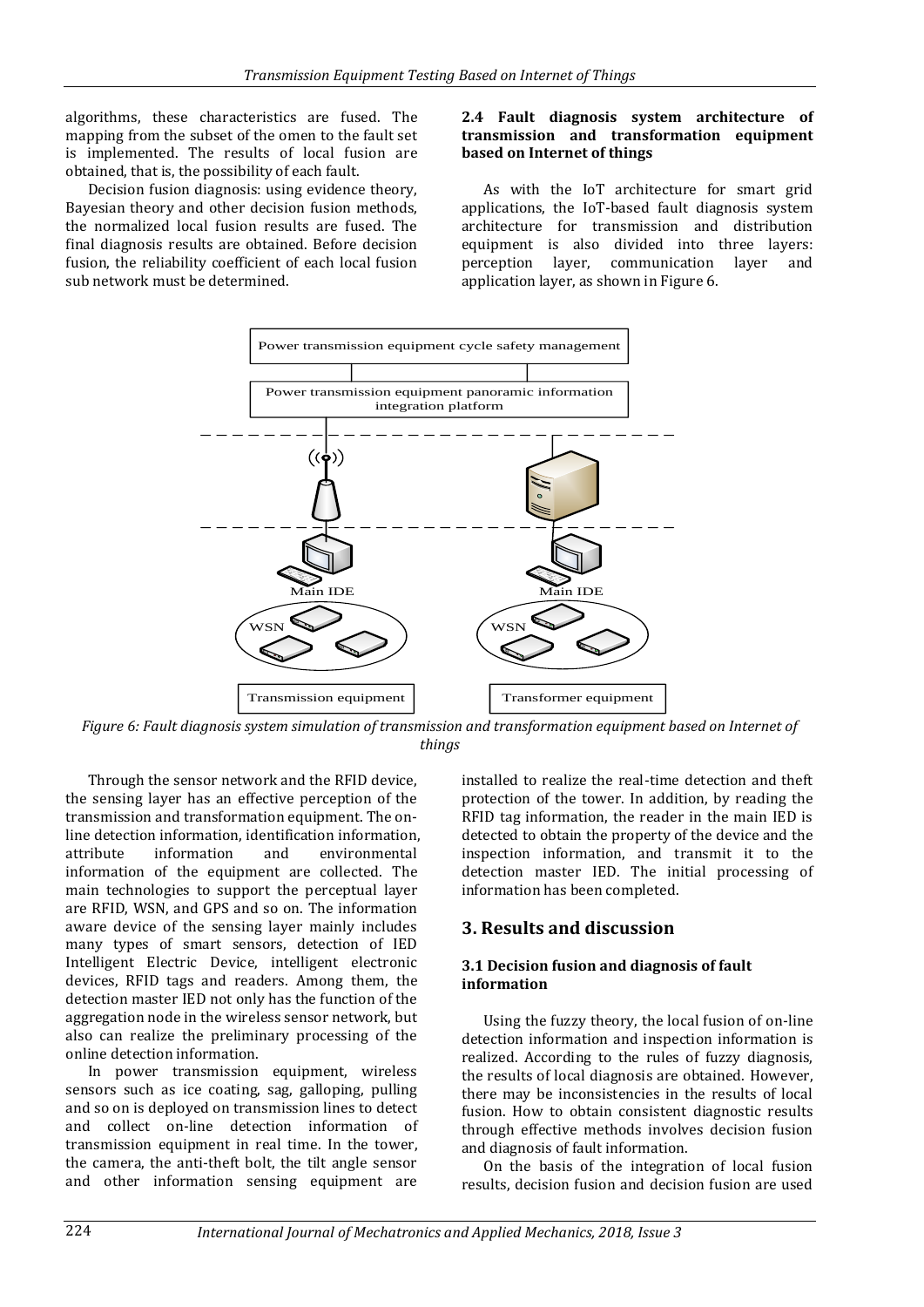algorithms, these characteristics are fused. The mapping from the subset of the omen to the fault set is implemented. The results of local fusion are obtained, that is, the possibility of each fault.

Decision fusion diagnosis: using evidence theory, Bayesian theory and other decision fusion methods, the normalized local fusion results are fused. The final diagnosis results are obtained. Before decision fusion, the reliability coefficient of each local fusion sub network must be determined.

### 2.4 Fault diagnosis system architecture of transmission and transformation equipment based on Internet of things

As with the IoT architecture for smart grid applications, the IoT-based fault diagnosis system architecture for transmission and distribution equipment is also divided into three layers: perception layer, communication layer and application layer, as shown in Figure 6.

*Figure 6: Fault diagnosis system simulation of transmission and transformation equipment based on Internet of things*

Through the sensor network and the RFID device, the sensing layer has an effective perception of the transmission and transformation equipment. The on-line detection information, identification information, attribute information and environmental information of the equipment are collected. The main technologies to support the perceptual layer are RFID, WSN, and GPS and so on. The information aware device of the sensing layer mainly includes many types of smart sensors, detection of IED Intelligent Electric Device, intelligent electronic devices, RFID tags and readers. Among them, the detection master IED not only has the function of the aggregation node in the wireless sensor network, but also can realize the preliminary processing of the online detection information.

In power transmission equipment, wireless sensors such as ice coating, sag, galloping, pulling and so on is deployed on transmission lines to detect and collect on-line detection information of transmission equipment in real time. In the tower, the camera, the anti-theft bolt, the tilt angle sensor and other information sensing equipment are installed to realize the real-time detection and theft protection of the tower. In addition, by reading the RFID tag information, the reader in the main IED is detected to obtain the property of the device and the inspection information, and transmit it to the detection master IED. The initial processing of information has been completed.

## 3. Results and discussion

### 3.1 Decision fusion and diagnosis of fault information

Using the fuzzy theory, the local fusion of on-line detection information and inspection information is realized. According to the rules of fuzzy diagnosis, the results of local diagnosis are obtained. However, there may be inconsistencies in the results of local fusion. How to obtain consistent diagnostic results through effective methods involves decision fusion and diagnosis of fault information.

On the basis of the integration of local fusion results, decision fusion and decision fusion are used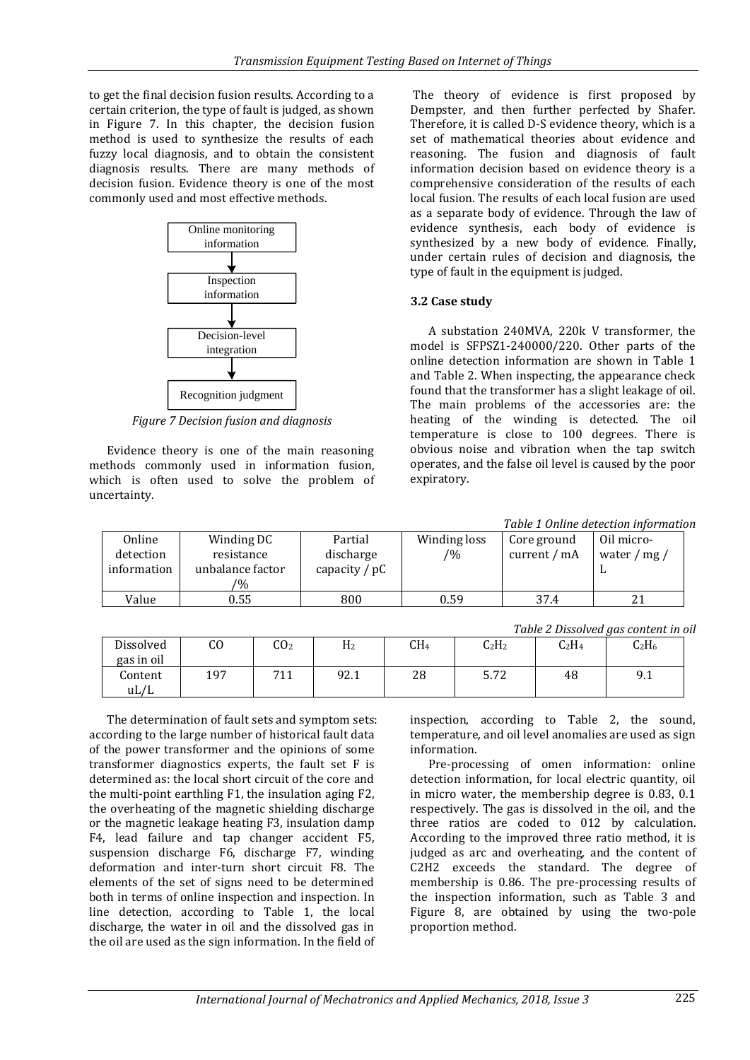to get the final decision fusion results. According to a certain criterion, the type of fault is judged, as shown in Figure 7. In this chapter, the decision fusion method is used to synthesize the results of each fuzzy local diagnosis, and to obtain the consistent diagnosis results. There are many methods of decision fusion. Evidence theory is one of the most commonly used and most effective methods.

Online monitoring information → Inspection information → Decision-level integration → Recognition judgment

*Figure 7 Decision fusion and diagnosis*

Evidence theory is one of the main reasoning methods commonly used in information fusion, which is often used to solve the problem of uncertainty.

The theory of evidence is first proposed by Dempster, and then further perfected by Shafer. Therefore, it is called D-S evidence theory, which is a set of mathematical theories about evidence and reasoning. The fusion and diagnosis of fault information decision based on evidence theory is a comprehensive consideration of the results of each local fusion. The results of each local fusion are used as a separate body of evidence. Through the law of evidence synthesis, each body of evidence is synthesized by a new body of evidence. Finally, under certain rules of decision and diagnosis, the type of fault in the equipment is judged.

### 3.2 Case study

A substation 240MVA, 220k V transformer, the model is SFPSZ1-240000/220. Other parts of the online detection information are shown in Table 1 and Table 2. When inspecting, the appearance check found that the transformer has a slight leakage of oil. The main problems of the accessories are: the heating of the winding is detected. The oil temperature is close to 100 degrees. There is obvious noise and vibration when the tap switch operates, and the false oil level is caused by the poor expiratory.

*Table 1 Online detection information*

| Online detection information | Winding DC resistance unbalance factor /% | Partial discharge capacity / pC | Winding loss /% | Core ground current / mA | Oil micro-water / mg / L |
|---|---|---|---|---|---|
| Value | 0.55 | 800 | 0.59 | 37.4 | 21 |

*Table 2 Dissolved gas content in oil*

| Dissolved gas in oil | CO | $CO_2$ | $H_2$ | $CH_4$ | $C_2H_2$ | $C_2H_4$ | $C_2H_6$ |
|---|---|---|---|---|---|---|---|
| Content uL/L | 197 | 711 | 92.1 | 28 | 5.72 | 48 | 9.1 |

The determination of fault sets and symptom sets: according to the large number of historical fault data of the power transformer and the opinions of some transformer diagnostics experts, the fault set F is determined as: the local short circuit of the core and the multi-point earthling F1, the insulation aging F2, the overheating of the magnetic shielding discharge or the magnetic leakage heating F3, insulation damp F4, lead failure and tap changer accident F5, suspension discharge F6, discharge F7, winding deformation and inter-turn short circuit F8. The elements of the set of signs need to be determined both in terms of online inspection and inspection. In line detection, according to Table 1, the local discharge, the water in oil and the dissolved gas in the oil are used as the sign information. In the field of inspection, according to Table 2, the sound, temperature, and oil level anomalies are used as sign information.

Pre-processing of omen information: online detection information, for local electric quantity, oil in micro water, the membership degree is 0.83, 0.1 respectively. The gas is dissolved in the oil, and the three ratios are coded to 012 by calculation. According to the improved three ratio method, it is judged as arc and overheating, and the content of C2H2 exceeds the standard. The degree of membership is 0.86. The pre-processing results of the inspection information, such as Table 3 and Figure 8, are obtained by using the two-pole proportion method.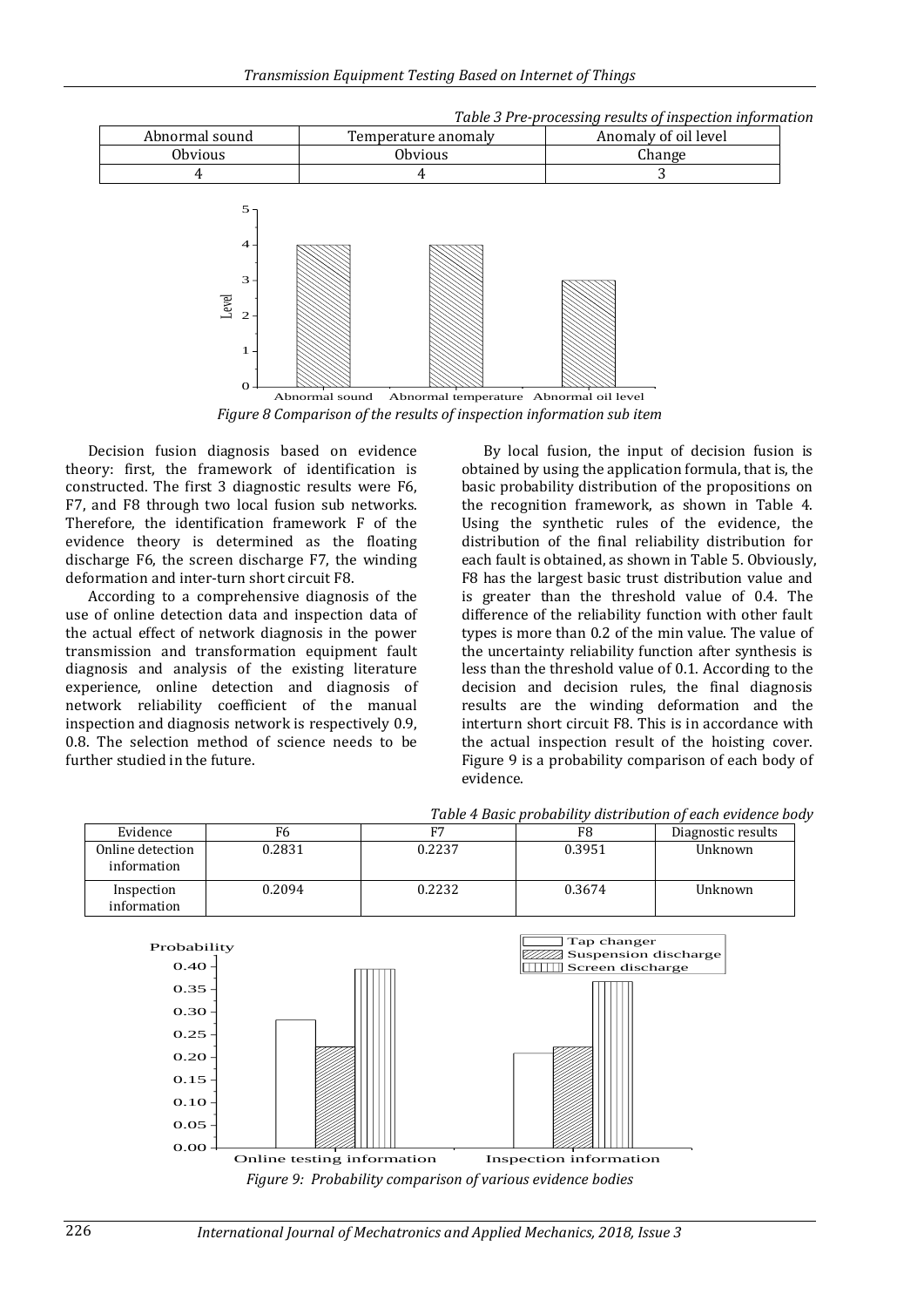*Table 3 Pre-processing results of inspection information*

| Abnormal sound | Temperature anomaly | Anomaly of oil level |
|---|---|---|
| Obvious | Obvious | Change |
| 4 | 4 | 3 |

*Figure 8 Comparison of the results of inspection information sub item*

Decision fusion diagnosis based on evidence theory: first, the framework of identification is constructed. The first 3 diagnostic results were F6, F7, and F8 through two local fusion sub networks. Therefore, the identification framework F of the evidence theory is determined as the floating discharge F6, the screen discharge F7, the winding deformation and inter-turn short circuit F8.

According to a comprehensive diagnosis of the use of online detection data and inspection data of the actual effect of network diagnosis in the power transmission and transformation equipment fault diagnosis and analysis of the existing literature experience, online detection and diagnosis of network reliability coefficient of the manual inspection and diagnosis network is respectively 0.9, 0.8. The selection method of science needs to be further studied in the future.

By local fusion, the input of decision fusion is obtained by using the application formula, that is, the basic probability distribution of the propositions on the recognition framework, as shown in Table 4. Using the synthetic rules of the evidence, the distribution of the final reliability distribution for each fault is obtained, as shown in Table 5. Obviously, F8 has the largest basic trust distribution value and is greater than the threshold value of 0.4. The difference of the reliability function with other fault types is more than 0.2 of the min value. The value of the uncertainty reliability function after synthesis is less than the threshold value of 0.1. According to the decision and decision rules, the final diagnosis results are the winding deformation and the interturn short circuit F8. This is in accordance with the actual inspection result of the hoisting cover. Figure 9 is a probability comparison of each body of evidence.

*Table 4 Basic probability distribution of each evidence body*

| Evidence | F6 | F7 | F8 | Diagnostic results |
|---|---|---|---|---|
| Online detection information | 0.2831 | 0.2237 | 0.3951 | Unknown |
| Inspection information | 0.2094 | 0.2232 | 0.3674 | Unknown |

*Figure 9: Probability comparison of various evidence bodies*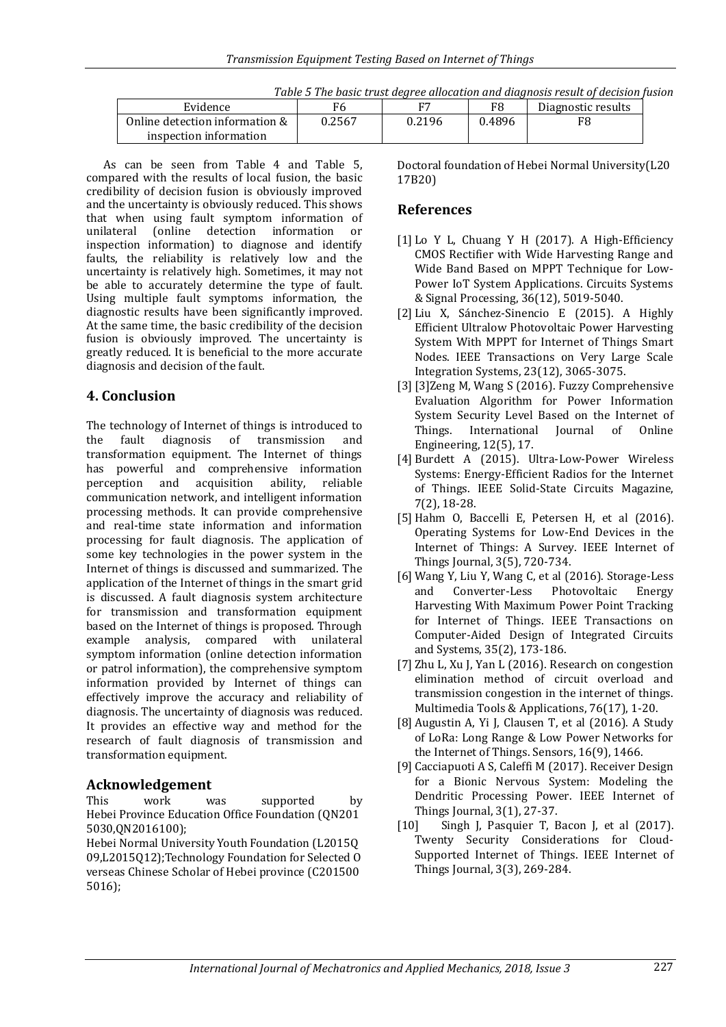*Table 5 The basic trust degree allocation and diagnosis result of decision fusion*

| Evidence | F6 | F7 | F8 | Diagnostic results |
|---|---|---|---|---|
| Online detection information & inspection information | 0.2567 | 0.2196 | 0.4896 | F8 |

As can be seen from Table 4 and Table 5, compared with the results of local fusion, the basic credibility of decision fusion is obviously improved and the uncertainty is obviously reduced. This shows that when using fault symptom information of unilateral (online detection information or inspection information) to diagnose and identify faults, the reliability is relatively low and the uncertainty is relatively high. Sometimes, it may not be able to accurately determine the type of fault. Using multiple fault symptoms information, the diagnostic results have been significantly improved. At the same time, the basic credibility of the decision fusion is obviously improved. The uncertainty is greatly reduced. It is beneficial to the more accurate diagnosis and decision of the fault.

## 4. Conclusion

The technology of Internet of things is introduced to the fault diagnosis of transmission and transformation equipment. The Internet of things has powerful and comprehensive information perception and acquisition ability, reliable communication network, and intelligent information processing methods. It can provide comprehensive and real-time state information and information processing for fault diagnosis. The application of some key technologies in the power system in the Internet of things is discussed and summarized. The application of the Internet of things in the smart grid is discussed. A fault diagnosis system architecture for transmission and transformation equipment based on the Internet of things is proposed. Through example analysis, compared with unilateral symptom information (online detection information or patrol information), the comprehensive symptom information provided by Internet of things can effectively improve the accuracy and reliability of diagnosis. The uncertainty of diagnosis was reduced. It provides an effective way and method for the research of fault diagnosis of transmission and transformation equipment.

## Acknowledgement

This work was supported by Hebei Province Education Office Foundation (QN2015030,QN2016100);

Hebei Normal University Youth Foundation (L2015Q09,L2015Q12);Technology Foundation for Selected Overseas Chinese Scholar of Hebei province (C2015005016);

Doctoral foundation of Hebei Normal University(L2017B20)

## References

[1] Lo Y L, Chuang Y H (2017). A High-Efficiency CMOS Rectifier with Wide Harvesting Range and Wide Band Based on MPPT Technique for Low-Power IoT System Applications. Circuits Systems & Signal Processing, 36(12), 5019-5040.

[2] Liu X, Sánchez-Sinencio E (2015). A Highly Efficient Ultralow Photovoltaic Power Harvesting System With MPPT for Internet of Things Smart Nodes. IEEE Transactions on Very Large Scale Integration Systems, 23(12), 3065-3075.

[3] [3]Zeng M, Wang S (2016). Fuzzy Comprehensive Evaluation Algorithm for Power Information System Security Level Based on the Internet of Things. International Journal of Online Engineering, 12(5), 17.

[4] Burdett A (2015). Ultra-Low-Power Wireless Systems: Energy-Efficient Radios for the Internet of Things. IEEE Solid-State Circuits Magazine, 7(2), 18-28.

[5] Hahm O, Baccelli E, Petersen H, et al (2016). Operating Systems for Low-End Devices in the Internet of Things: A Survey. IEEE Internet of Things Journal, 3(5), 720-734.

[6] Wang Y, Liu Y, Wang C, et al (2016). Storage-Less and Converter-Less Photovoltaic Energy Harvesting With Maximum Power Point Tracking for Internet of Things. IEEE Transactions on Computer-Aided Design of Integrated Circuits and Systems, 35(2), 173-186.

[7] Zhu L, Xu J, Yan L (2016). Research on congestion elimination method of circuit overload and transmission congestion in the internet of things. Multimedia Tools & Applications, 76(17), 1-20.

[8] Augustin A, Yi J, Clausen T, et al (2016). A Study of LoRa: Long Range & Low Power Networks for the Internet of Things. Sensors, 16(9), 1466.

[9] Cacciapuoti A S, Caleffi M (2017). Receiver Design for a Bionic Nervous System: Modeling the Dendritic Processing Power. IEEE Internet of Things Journal, 3(1), 27-37.

[10] Singh J, Pasquier T, Bacon J, et al (2017). Twenty Security Considerations for Cloud-Supported Internet of Things. IEEE Internet of Things Journal, 3(3), 269-284.